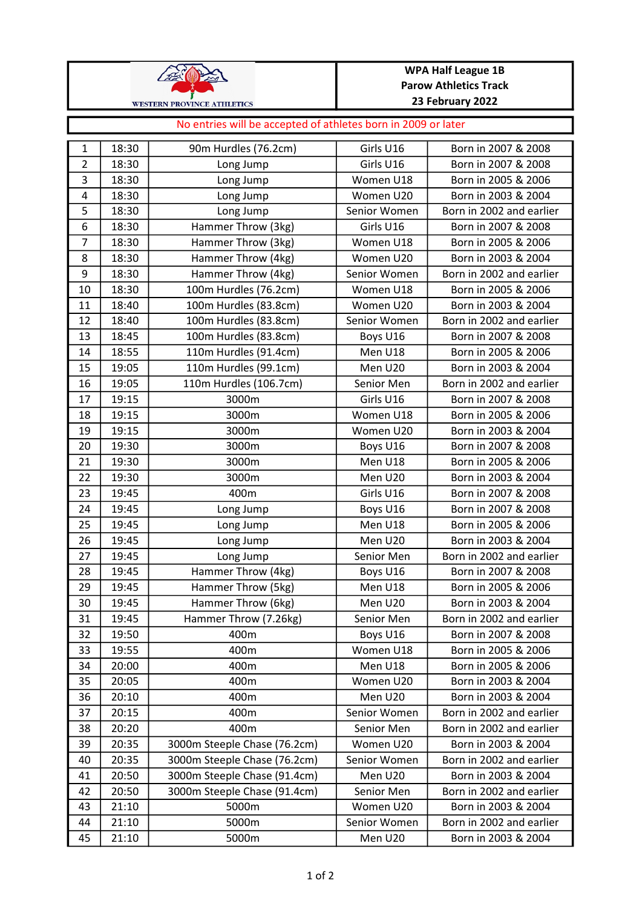WESTERN PROVINCE ATHLETICS

**WPA Half League 1B**
**Parow Athletics Track**
**23 February 2022**

No entries will be accepted of athletes born in 2009 or later

| | | | | |
|---|---|---|---|---|
| 1 | 18:30 | 90m Hurdles (76.2cm) | Girls U16 | Born in 2007 & 2008 |
| 2 | 18:30 | Long Jump | Girls U16 | Born in 2007 & 2008 |
| 3 | 18:30 | Long Jump | Women U18 | Born in 2005 & 2006 |
| 4 | 18:30 | Long Jump | Women U20 | Born in 2003 & 2004 |
| 5 | 18:30 | Long Jump | Senior Women | Born in 2002 and earlier |
| 6 | 18:30 | Hammer Throw (3kg) | Girls U16 | Born in 2007 & 2008 |
| 7 | 18:30 | Hammer Throw (3kg) | Women U18 | Born in 2005 & 2006 |
| 8 | 18:30 | Hammer Throw (4kg) | Women U20 | Born in 2003 & 2004 |
| 9 | 18:30 | Hammer Throw (4kg) | Senior Women | Born in 2002 and earlier |
| 10 | 18:30 | 100m Hurdles (76.2cm) | Women U18 | Born in 2005 & 2006 |
| 11 | 18:40 | 100m Hurdles (83.8cm) | Women U20 | Born in 2003 & 2004 |
| 12 | 18:40 | 100m Hurdles (83.8cm) | Senior Women | Born in 2002 and earlier |
| 13 | 18:45 | 100m Hurdles (83.8cm) | Boys U16 | Born in 2007 & 2008 |
| 14 | 18:55 | 110m Hurdles (91.4cm) | Men U18 | Born in 2005 & 2006 |
| 15 | 19:05 | 110m Hurdles (99.1cm) | Men U20 | Born in 2003 & 2004 |
| 16 | 19:05 | 110m Hurdles (106.7cm) | Senior Men | Born in 2002 and earlier |
| 17 | 19:15 | 3000m | Girls U16 | Born in 2007 & 2008 |
| 18 | 19:15 | 3000m | Women U18 | Born in 2005 & 2006 |
| 19 | 19:15 | 3000m | Women U20 | Born in 2003 & 2004 |
| 20 | 19:30 | 3000m | Boys U16 | Born in 2007 & 2008 |
| 21 | 19:30 | 3000m | Men U18 | Born in 2005 & 2006 |
| 22 | 19:30 | 3000m | Men U20 | Born in 2003 & 2004 |
| 23 | 19:45 | 400m | Girls U16 | Born in 2007 & 2008 |
| 24 | 19:45 | Long Jump | Boys U16 | Born in 2007 & 2008 |
| 25 | 19:45 | Long Jump | Men U18 | Born in 2005 & 2006 |
| 26 | 19:45 | Long Jump | Men U20 | Born in 2003 & 2004 |
| 27 | 19:45 | Long Jump | Senior Men | Born in 2002 and earlier |
| 28 | 19:45 | Hammer Throw (4kg) | Boys U16 | Born in 2007 & 2008 |
| 29 | 19:45 | Hammer Throw (5kg) | Men U18 | Born in 2005 & 2006 |
| 30 | 19:45 | Hammer Throw (6kg) | Men U20 | Born in 2003 & 2004 |
| 31 | 19:45 | Hammer Throw (7.26kg) | Senior Men | Born in 2002 and earlier |
| 32 | 19:50 | 400m | Boys U16 | Born in 2007 & 2008 |
| 33 | 19:55 | 400m | Women U18 | Born in 2005 & 2006 |
| 34 | 20:00 | 400m | Men U18 | Born in 2005 & 2006 |
| 35 | 20:05 | 400m | Women U20 | Born in 2003 & 2004 |
| 36 | 20:10 | 400m | Men U20 | Born in 2003 & 2004 |
| 37 | 20:15 | 400m | Senior Women | Born in 2002 and earlier |
| 38 | 20:20 | 400m | Senior Men | Born in 2002 and earlier |
| 39 | 20:35 | 3000m Steeple Chase (76.2cm) | Women U20 | Born in 2003 & 2004 |
| 40 | 20:35 | 3000m Steeple Chase (76.2cm) | Senior Women | Born in 2002 and earlier |
| 41 | 20:50 | 3000m Steeple Chase (91.4cm) | Men U20 | Born in 2003 & 2004 |
| 42 | 20:50 | 3000m Steeple Chase (91.4cm) | Senior Men | Born in 2002 and earlier |
| 43 | 21:10 | 5000m | Women U20 | Born in 2003 & 2004 |
| 44 | 21:10 | 5000m | Senior Women | Born in 2002 and earlier |
| 45 | 21:10 | 5000m | Men U20 | Born in 2003 & 2004 |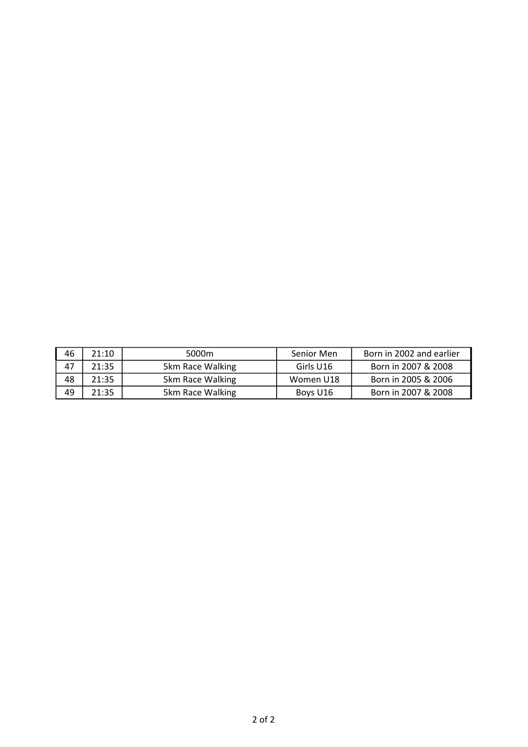| | | | | |
|---|---|---|---|---|
| 46 | 21:10 | 5000m | Senior Men | Born in 2002 and earlier |
| 47 | 21:35 | 5km Race Walking | Girls U16 | Born in 2007 & 2008 |
| 48 | 21:35 | 5km Race Walking | Women U18 | Born in 2005 & 2006 |
| 49 | 21:35 | 5km Race Walking | Boys U16 | Born in 2007 & 2008 |